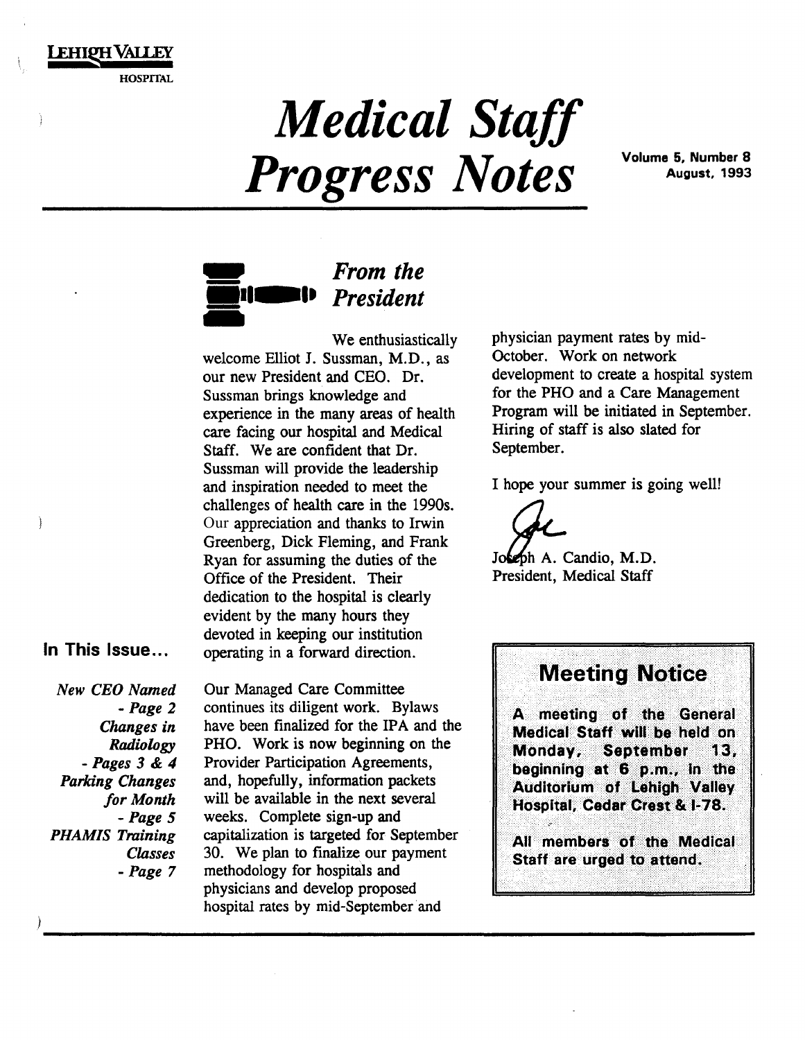LEHIGH VALLEY
HOSPITAL

# Medical Staff Progress Notes

Volume 5, Number 8
August, 1993

## *From the President*

We enthusiastically welcome Elliot J. Sussman, M.D., as our new President and CEO. Dr. Sussman brings knowledge and experience in the many areas of health care facing our hospital and Medical Staff. We are confident that Dr. Sussman will provide the leadership and inspiration needed to meet the challenges of health care in the 1990s. Our appreciation and thanks to Irwin Greenberg, Dick Fleming, and Frank Ryan for assuming the duties of the Office of the President. Their dedication to the hospital is clearly evident by the many hours they devoted in keeping our institution operating in a forward direction.

Our Managed Care Committee continues its diligent work. Bylaws have been finalized for the IPA and the PHO. Work is now beginning on the Provider Participation Agreements, and, hopefully, information packets will be available in the next several weeks. Complete sign-up and capitalization is targeted for September 30. We plan to finalize our payment methodology for hospitals and physicians and develop proposed hospital rates by mid-September and physician payment rates by mid-October. Work on network development to create a hospital system for the PHO and a Care Management Program will be initiated in September. Hiring of staff is also slated for September.

I hope your summer is going well!

Joseph A. Candio, M.D.
President, Medical Staff

### In This Issue...

*New CEO Named* - *Page 2*
*Changes in Radiology* - *Pages 3 & 4*
*Parking Changes for Month* - *Page 5*
*PHAMIS Training Classes* - *Page 7*

### Meeting Notice

**A meeting of the General Medical Staff will be held on Monday, September 13, beginning at 6 p.m., in the Auditorium of Lehigh Valley Hospital, Cedar Crest & I-78.**

**All members of the Medical Staff are urged to attend.**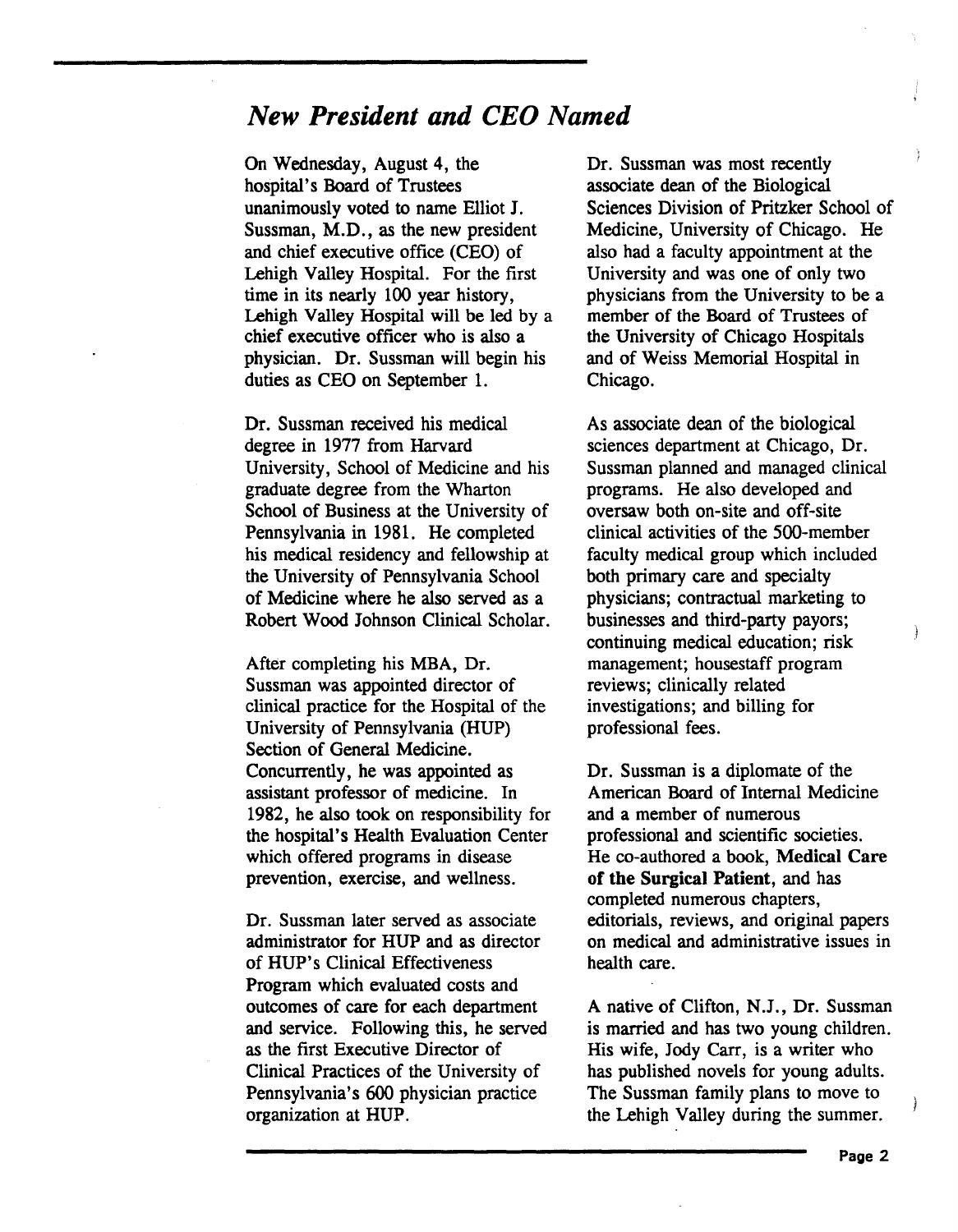## *New President and CEO Named*

On Wednesday, August 4, the hospital's Board of Trustees unanimously voted to name Elliot J. Sussman, M.D., as the new president and chief executive office (CEO) of Lehigh Valley Hospital. For the first time in its nearly 100 year history, Lehigh Valley Hospital will be led by a chief executive officer who is also a physician. Dr. Sussman will begin his duties as CEO on September 1.

Dr. Sussman received his medical degree in 1977 from Harvard University, School of Medicine and his graduate degree from the Wharton School of Business at the University of Pennsylvania in 1981. He completed his medical residency and fellowship at the University of Pennsylvania School of Medicine where he also served as a Robert Wood Johnson Clinical Scholar.

After completing his MBA, Dr. Sussman was appointed director of clinical practice for the Hospital of the University of Pennsylvania (HUP) Section of General Medicine. Concurrently, he was appointed as assistant professor of medicine. In 1982, he also took on responsibility for the hospital's Health Evaluation Center which offered programs in disease prevention, exercise, and wellness.

Dr. Sussman later served as associate administrator for HUP and as director of HUP's Clinical Effectiveness Program which evaluated costs and outcomes of care for each department and service. Following this, he served as the first Executive Director of Clinical Practices of the University of Pennsylvania's 600 physician practice organization at HUP.

Dr. Sussman was most recently associate dean of the Biological Sciences Division of Pritzker School of Medicine, University of Chicago. He also had a faculty appointment at the University and was one of only two physicians from the University to be a member of the Board of Trustees of the University of Chicago Hospitals and of Weiss Memorial Hospital in Chicago.

As associate dean of the biological sciences department at Chicago, Dr. Sussman planned and managed clinical programs. He also developed and oversaw both on-site and off-site clinical activities of the 500-member faculty medical group which included both primary care and specialty physicians; contractual marketing to businesses and third-party payors; continuing medical education; risk management; housestaff program reviews; clinically related investigations; and billing for professional fees.

Dr. Sussman is a diplomate of the American Board of Internal Medicine and a member of numerous professional and scientific societies. He co-authored a book, **Medical Care of the Surgical Patient**, and has completed numerous chapters, editorials, reviews, and original papers on medical and administrative issues in health care.

A native of Clifton, N.J., Dr. Sussman is married and has two young children. His wife, Jody Carr, is a writer who has published novels for young adults. The Sussman family plans to move to the Lehigh Valley during the summer.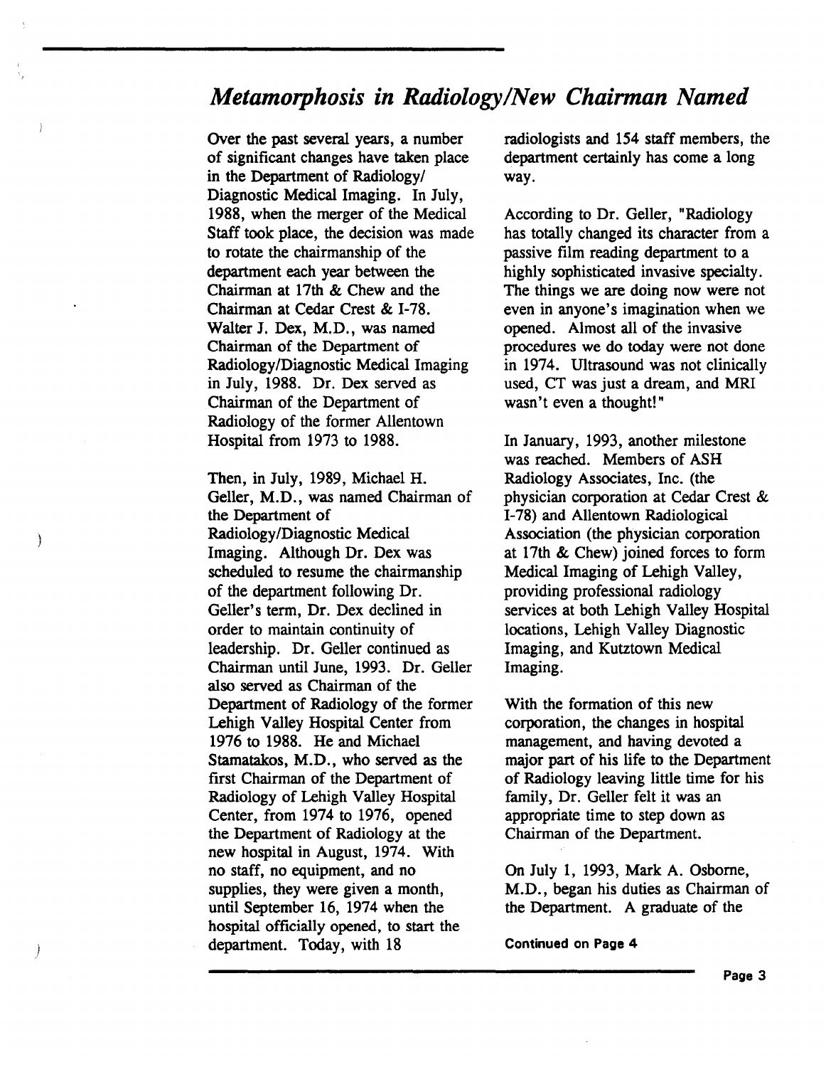# *Metamorphosis in Radiology/New Chairman Named*

Over the past several years, a number of significant changes have taken place in the Department of Radiology/Diagnostic Medical Imaging. In July, 1988, when the merger of the Medical Staff took place, the decision was made to rotate the chairmanship of the department each year between the Chairman at 17th & Chew and the Chairman at Cedar Crest & I-78. Walter J. Dex, M.D., was named Chairman of the Department of Radiology/Diagnostic Medical Imaging in July, 1988. Dr. Dex served as Chairman of the Department of Radiology of the former Allentown Hospital from 1973 to 1988.

Then, in July, 1989, Michael H. Geller, M.D., was named Chairman of the Department of Radiology/Diagnostic Medical Imaging. Although Dr. Dex was scheduled to resume the chairmanship of the department following Dr. Geller's term, Dr. Dex declined in order to maintain continuity of leadership. Dr. Geller continued as Chairman until June, 1993. Dr. Geller also served as Chairman of the Department of Radiology of the former Lehigh Valley Hospital Center from 1976 to 1988. He and Michael Stamatakos, M.D., who served as the first Chairman of the Department of Radiology of Lehigh Valley Hospital Center, from 1974 to 1976, opened the Department of Radiology at the new hospital in August, 1974. With no staff, no equipment, and no supplies, they were given a month, until September 16, 1974 when the hospital officially opened, to start the department. Today, with 18 radiologists and 154 staff members, the department certainly has come a long way.

According to Dr. Geller, "Radiology has totally changed its character from a passive film reading department to a highly sophisticated invasive specialty. The things we are doing now were not even in anyone's imagination when we opened. Almost all of the invasive procedures we do today were not done in 1974. Ultrasound was not clinically used, CT was just a dream, and MRI wasn't even a thought!"

In January, 1993, another milestone was reached. Members of ASH Radiology Associates, Inc. (the physician corporation at Cedar Crest & I-78) and Allentown Radiological Association (the physician corporation at 17th & Chew) joined forces to form Medical Imaging of Lehigh Valley, providing professional radiology services at both Lehigh Valley Hospital locations, Lehigh Valley Diagnostic Imaging, and Kutztown Medical Imaging.

With the formation of this new corporation, the changes in hospital management, and having devoted a major part of his life to the Department of Radiology leaving little time for his family, Dr. Geller felt it was an appropriate time to step down as Chairman of the Department.

On July 1, 1993, Mark A. Osborne, M.D., began his duties as Chairman of the Department. A graduate of the

**Continued on Page 4**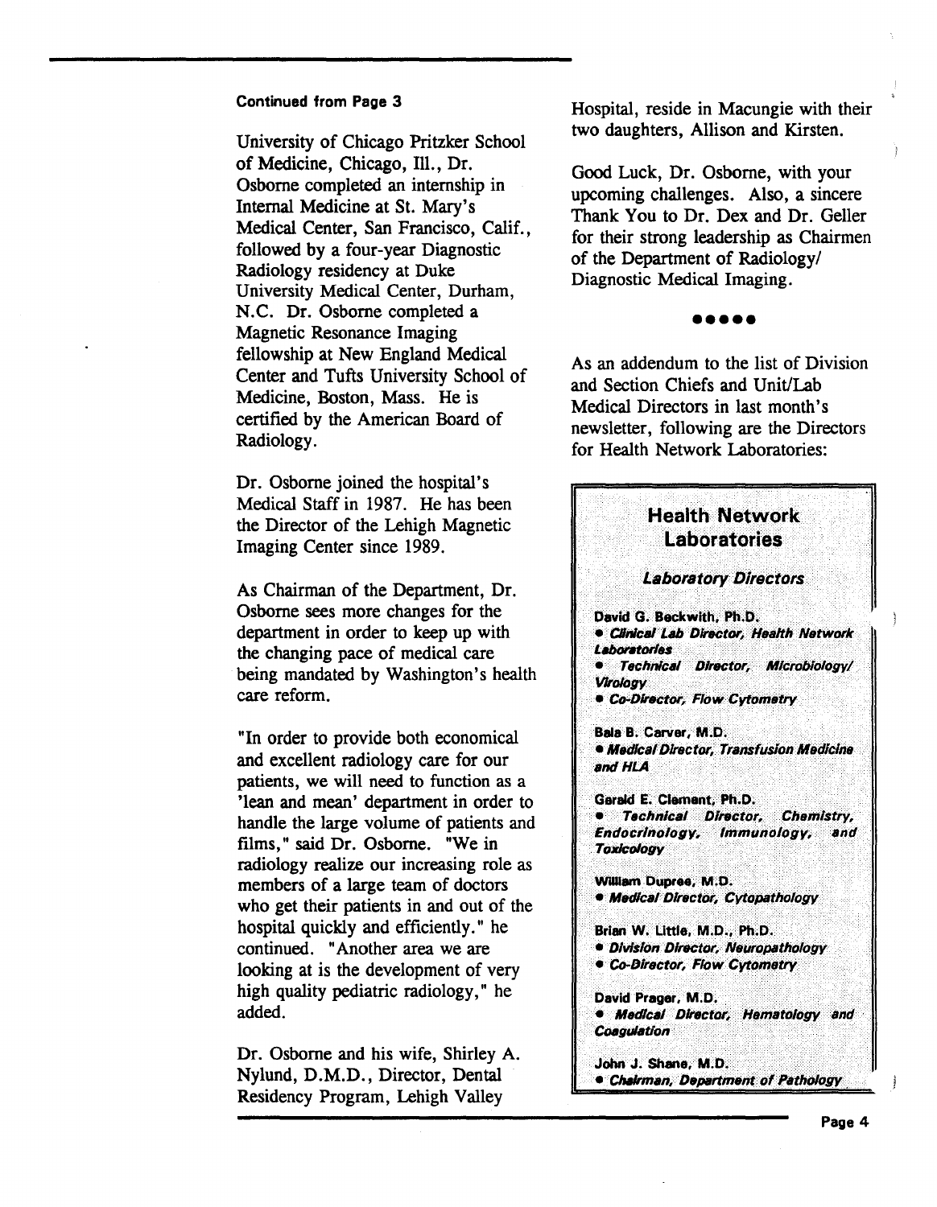**Continued from Page 3**

University of Chicago Pritzker School of Medicine, Chicago, Ill., Dr. Osborne completed an internship in Internal Medicine at St. Mary's Medical Center, San Francisco, Calif., followed by a four-year Diagnostic Radiology residency at Duke University Medical Center, Durham, N.C. Dr. Osborne completed a Magnetic Resonance Imaging fellowship at New England Medical Center and Tufts University School of Medicine, Boston, Mass. He is certified by the American Board of Radiology.

Dr. Osborne joined the hospital's Medical Staff in 1987. He has been the Director of the Lehigh Magnetic Imaging Center since 1989.

As Chairman of the Department, Dr. Osborne sees more changes for the department in order to keep up with the changing pace of medical care being mandated by Washington's health care reform.

"In order to provide both economical and excellent radiology care for our patients, we will need to function as a 'lean and mean' department in order to handle the large volume of patients and films," said Dr. Osborne. "We in radiology realize our increasing role as members of a large team of doctors who get their patients in and out of the hospital quickly and efficiently." he continued. "Another area we are looking at is the development of very high quality pediatric radiology," he added.

Dr. Osborne and his wife, Shirley A. Nylund, D.M.D., Director, Dental Residency Program, Lehigh Valley Hospital, reside in Macungie with their two daughters, Allison and Kirsten.

Good Luck, Dr. Osborne, with your upcoming challenges. Also, a sincere Thank You to Dr. Dex and Dr. Geller for their strong leadership as Chairmen of the Department of Radiology/ Diagnostic Medical Imaging.

●●●●●

As an addendum to the list of Division and Section Chiefs and Unit/Lab Medical Directors in last month's newsletter, following are the Directors for Health Network Laboratories:

## Health Network Laboratories

### *Laboratory Directors*

**David G. Beckwith, Ph.D.**
- ***Clinical Lab Director, Health Network Laboratories***
- ***Technical Director, Microbiology/ Virology***
- ***Co-Director, Flow Cytometry***

**Bala B. Carver, M.D.**
- ***Medical Director, Transfusion Medicine and HLA***

**Gerald E. Clement, Ph.D.**
- ***Technical Director, Chemistry, Endocrinology, Immunology, and Toxicology***

**William Dupree, M.D.**
- ***Medical Director, Cytopathology***

**Brian W. Little, M.D., Ph.D.**
- ***Division Director, Neuropathology***
- ***Co-Director, Flow Cytometry***

**David Prager, M.D.**
- ***Medical Director, Hematology and Coagulation***

**John J. Shane, M.D.**
- ***Chairman, Department of Pathology***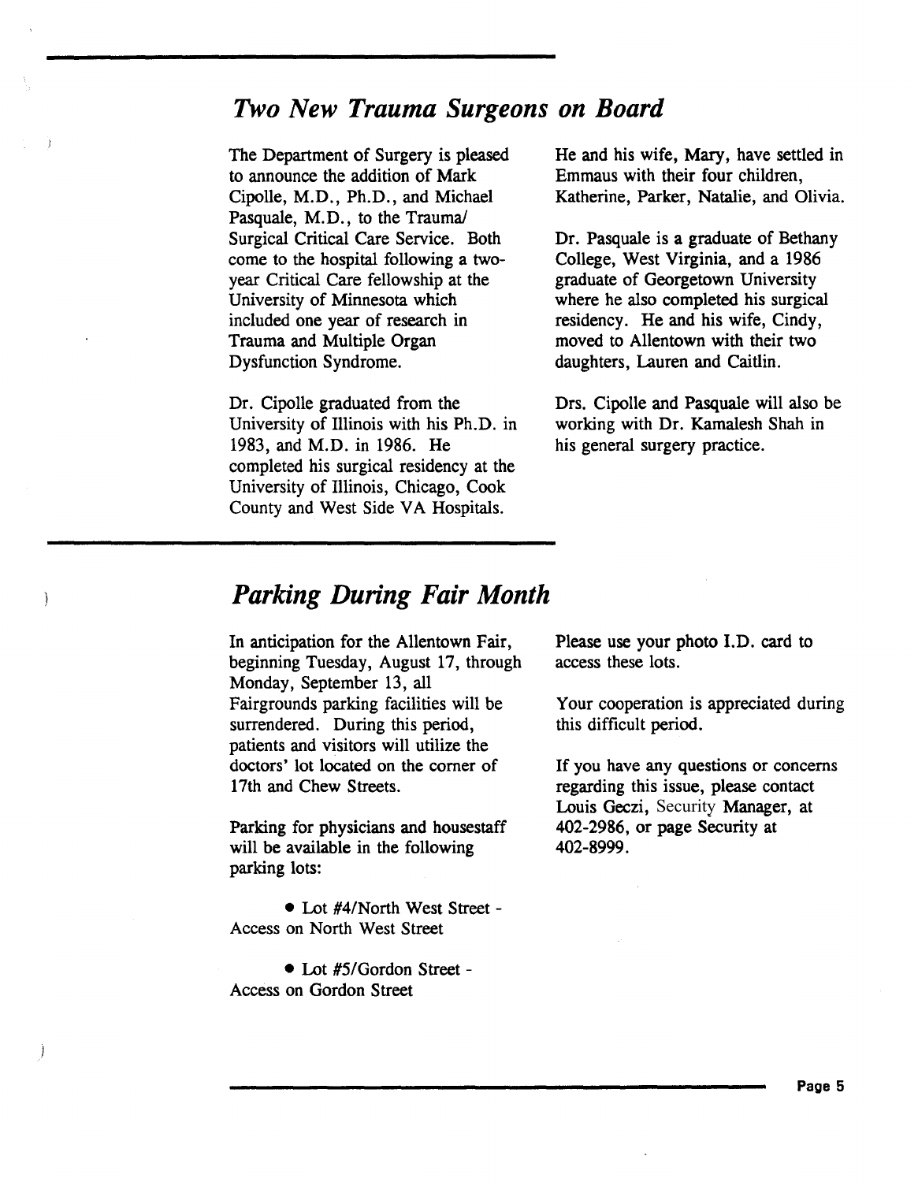## *Two New Trauma Surgeons on Board*

The Department of Surgery is pleased to announce the addition of Mark Cipolle, M.D., Ph.D., and Michael Pasquale, M.D., to the Trauma/ Surgical Critical Care Service. Both come to the hospital following a two-year Critical Care fellowship at the University of Minnesota which included one year of research in Trauma and Multiple Organ Dysfunction Syndrome.

Dr. Cipolle graduated from the University of Illinois with his Ph.D. in 1983, and M.D. in 1986. He completed his surgical residency at the University of Illinois, Chicago, Cook County and West Side VA Hospitals. He and his wife, Mary, have settled in Emmaus with their four children, Katherine, Parker, Natalie, and Olivia.

Dr. Pasquale is a graduate of Bethany College, West Virginia, and a 1986 graduate of Georgetown University where he also completed his surgical residency. He and his wife, Cindy, moved to Allentown with their two daughters, Lauren and Caitlin.

Drs. Cipolle and Pasquale will also be working with Dr. Kamalesh Shah in his general surgery practice.

## *Parking During Fair Month*

In anticipation for the Allentown Fair, beginning Tuesday, August 17, through Monday, September 13, all Fairgrounds parking facilities will be surrendered. During this period, patients and visitors will utilize the doctors' lot located on the corner of 17th and Chew Streets.

Parking for physicians and housestaff will be available in the following parking lots:

- Lot #4/North West Street - Access on North West Street
- Lot #5/Gordon Street - Access on Gordon Street

Please use your photo I.D. card to access these lots.

Your cooperation is appreciated during this difficult period.

If you have any questions or concerns regarding this issue, please contact Louis Geczi, Security Manager, at 402-2986, or page Security at 402-8999.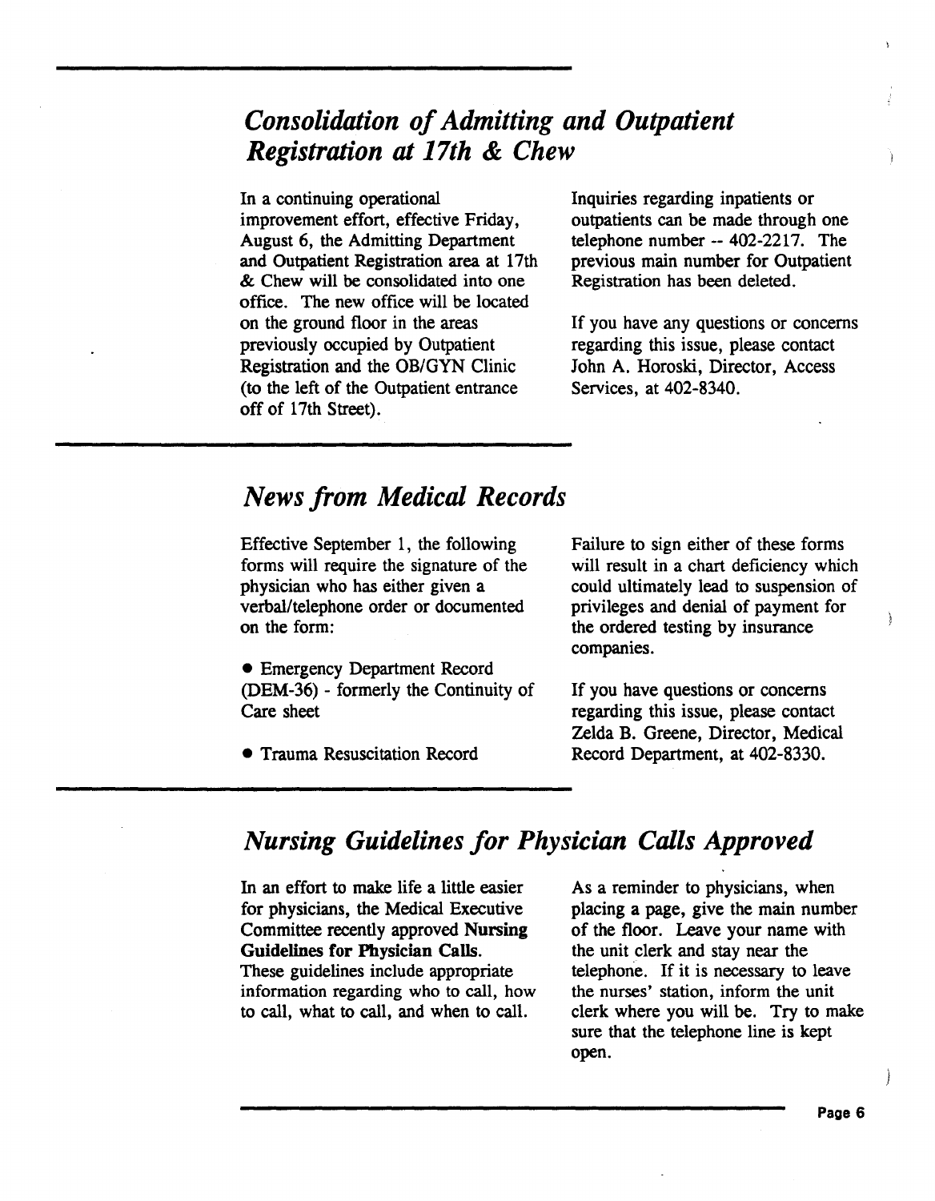## *Consolidation of Admitting and Outpatient Registration at 17th & Chew*

In a continuing operational improvement effort, effective Friday, August 6, the Admitting Department and Outpatient Registration area at 17th & Chew will be consolidated into one office. The new office will be located on the ground floor in the areas previously occupied by Outpatient Registration and the OB/GYN Clinic (to the left of the Outpatient entrance off of 17th Street).

Inquiries regarding inpatients or outpatients can be made through one telephone number -- 402-2217. The previous main number for Outpatient Registration has been deleted.

If you have any questions or concerns regarding this issue, please contact John A. Horoski, Director, Access Services, at 402-8340.

## *News from Medical Records*

Effective September 1, the following forms will require the signature of the physician who has either given a verbal/telephone order or documented on the form:

- Emergency Department Record (DEM-36) - formerly the Continuity of Care sheet
- Trauma Resuscitation Record

Failure to sign either of these forms will result in a chart deficiency which could ultimately lead to suspension of privileges and denial of payment for the ordered testing by insurance companies.

If you have questions or concerns regarding this issue, please contact Zelda B. Greene, Director, Medical Record Department, at 402-8330.

## *Nursing Guidelines for Physician Calls Approved*

In an effort to make life a little easier for physicians, the Medical Executive Committee recently approved **Nursing Guidelines for Physician Calls.** These guidelines include appropriate information regarding who to call, how to call, what to call, and when to call.

As a reminder to physicians, when placing a page, give the main number of the floor. Leave your name with the unit clerk and stay near the telephone. If it is necessary to leave the nurses' station, inform the unit clerk where you will be. Try to make sure that the telephone line is kept open.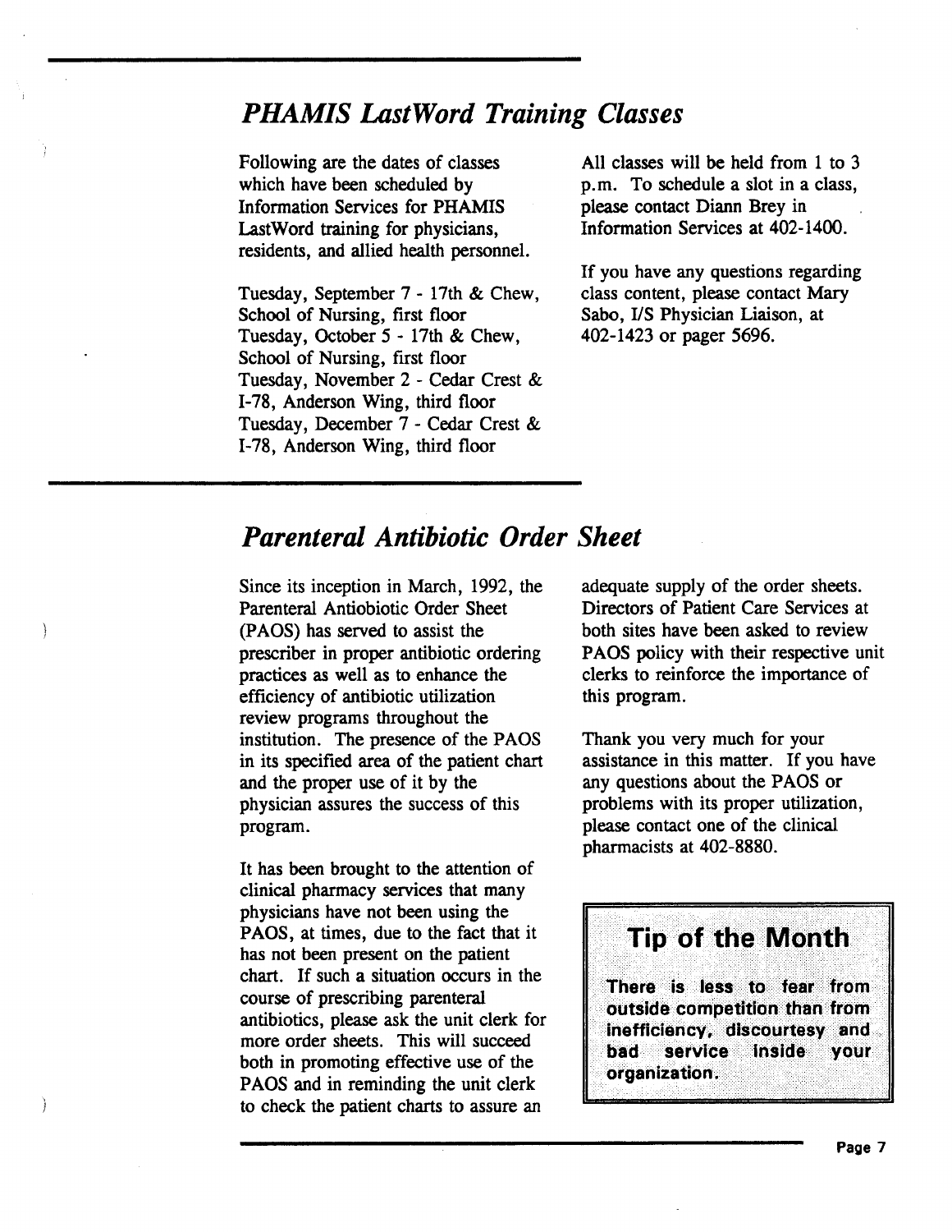## *PHAMIS LastWord Training Classes*

Following are the dates of classes which have been scheduled by Information Services for PHAMIS LastWord training for physicians, residents, and allied health personnel.

Tuesday, September 7 - 17th & Chew, School of Nursing, first floor
Tuesday, October 5 - 17th & Chew, School of Nursing, first floor
Tuesday, November 2 - Cedar Crest & I-78, Anderson Wing, third floor
Tuesday, December 7 - Cedar Crest & I-78, Anderson Wing, third floor

All classes will be held from 1 to 3 p.m. To schedule a slot in a class, please contact Diann Brey in Information Services at 402-1400.

If you have any questions regarding class content, please contact Mary Sabo, I/S Physician Liaison, at 402-1423 or pager 5696.

## *Parenteral Antibiotic Order Sheet*

Since its inception in March, 1992, the Parenteral Antiobiotic Order Sheet (PAOS) has served to assist the prescriber in proper antibiotic ordering practices as well as to enhance the efficiency of antibiotic utilization review programs throughout the institution. The presence of the PAOS in its specified area of the patient chart and the proper use of it by the physician assures the success of this program.

It has been brought to the attention of clinical pharmacy services that many physicians have not been using the PAOS, at times, due to the fact that it has not been present on the patient chart. If such a situation occurs in the course of prescribing parenteral antibiotics, please ask the unit clerk for more order sheets. This will succeed both in promoting effective use of the PAOS and in reminding the unit clerk to check the patient charts to assure an adequate supply of the order sheets. Directors of Patient Care Services at both sites have been asked to review PAOS policy with their respective unit clerks to reinforce the importance of this program.

Thank you very much for your assistance in this matter. If you have any questions about the PAOS or problems with its proper utilization, please contact one of the clinical pharmacists at 402-8880.

### Tip of the Month

**There is less to fear from outside competition than from inefficiency, discourtesy and bad service inside your organization.**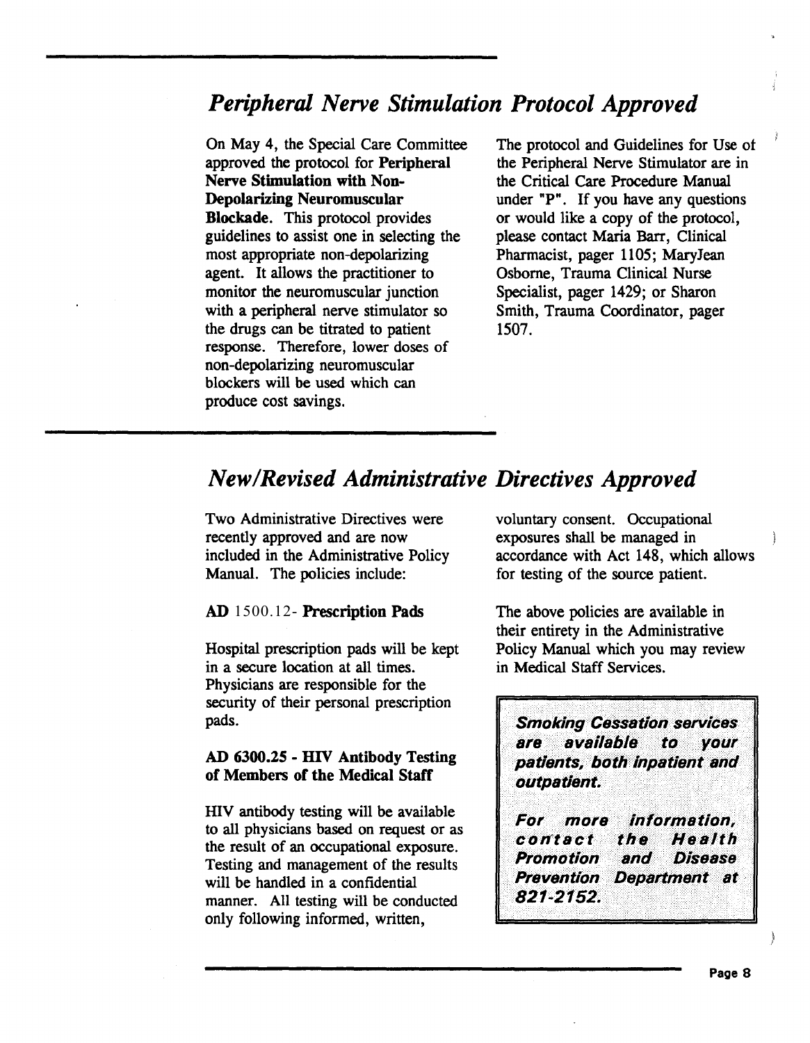## *Peripheral Nerve Stimulation Protocol Approved*

On May 4, the Special Care Committee approved the protocol for **Peripheral Nerve Stimulation with Non-Depolarizing Neuromuscular Blockade**. This protocol provides guidelines to assist one in selecting the most appropriate non-depolarizing agent. It allows the practitioner to monitor the neuromuscular junction with a peripheral nerve stimulator so the drugs can be titrated to patient response. Therefore, lower doses of non-depolarizing neuromuscular blockers will be used which can produce cost savings.

The protocol and Guidelines for Use of the Peripheral Nerve Stimulator are in the Critical Care Procedure Manual under "P". If you have any questions or would like a copy of the protocol, please contact Maria Barr, Clinical Pharmacist, pager 1105; MaryJean Osborne, Trauma Clinical Nurse Specialist, pager 1429; or Sharon Smith, Trauma Coordinator, pager 1507.

## *New/Revised Administrative Directives Approved*

Two Administrative Directives were recently approved and are now included in the Administrative Policy Manual. The policies include:

**AD** 1500.12- **Prescription Pads**

Hospital prescription pads will be kept in a secure location at all times. Physicians are responsible for the security of their personal prescription pads.

**AD 6300.25 - HIV Antibody Testing of Members of the Medical Staff**

HIV antibody testing will be available to all physicians based on request or as the result of an occupational exposure. Testing and management of the results will be handled in a confidential manner. All testing will be conducted only following informed, written, voluntary consent. Occupational exposures shall be managed in accordance with Act 148, which allows for testing of the source patient.

The above policies are available in their entirety in the Administrative Policy Manual which you may review in Medical Staff Services.

***Smoking Cessation services are available to your patients, both inpatient and outpatient.***

***For more information, contact the Health Promotion and Disease Prevention Department at 821-2152.***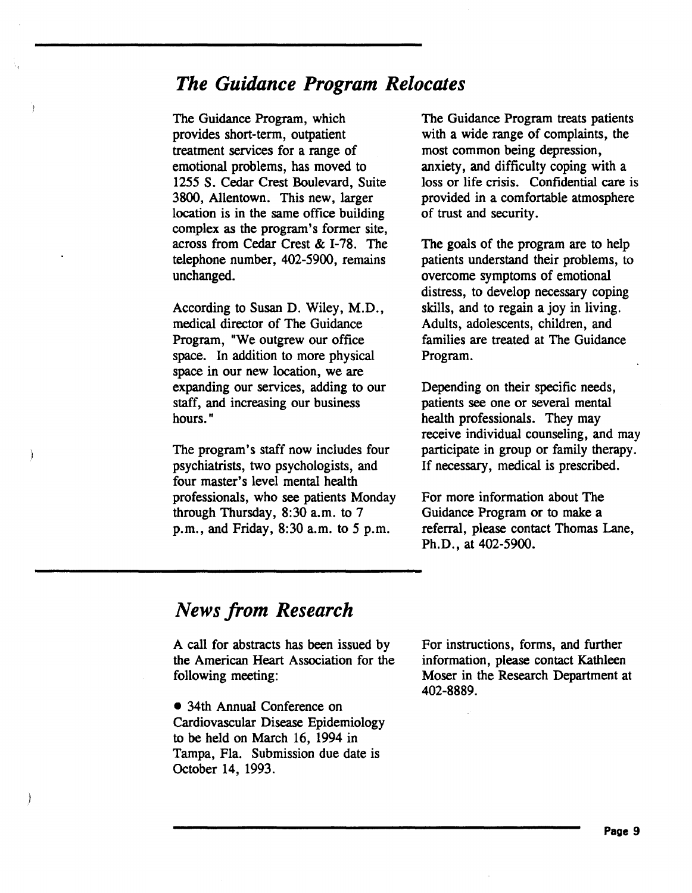## *The Guidance Program Relocates*

The Guidance Program, which provides short-term, outpatient treatment services for a range of emotional problems, has moved to 1255 S. Cedar Crest Boulevard, Suite 3800, Allentown. This new, larger location is in the same office building complex as the program's former site, across from Cedar Crest & I-78. The telephone number, 402-5900, remains unchanged.

According to Susan D. Wiley, M.D., medical director of The Guidance Program, "We outgrew our office space. In addition to more physical space in our new location, we are expanding our services, adding to our staff, and increasing our business hours."

The program's staff now includes four psychiatrists, two psychologists, and four master's level mental health professionals, who see patients Monday through Thursday, 8:30 a.m. to 7 p.m., and Friday, 8:30 a.m. to 5 p.m.

The Guidance Program treats patients with a wide range of complaints, the most common being depression, anxiety, and difficulty coping with a loss or life crisis. Confidential care is provided in a comfortable atmosphere of trust and security.

The goals of the program are to help patients understand their problems, to overcome symptoms of emotional distress, to develop necessary coping skills, and to regain a joy in living. Adults, adolescents, children, and families are treated at The Guidance Program.

Depending on their specific needs, patients see one or several mental health professionals. They may receive individual counseling, and may participate in group or family therapy. If necessary, medical is prescribed.

For more information about The Guidance Program or to make a referral, please contact Thomas Lane, Ph.D., at 402-5900.

## *News from Research*

A call for abstracts has been issued by the American Heart Association for the following meeting:

- 34th Annual Conference on Cardiovascular Disease Epidemiology to be held on March 16, 1994 in Tampa, Fla. Submission due date is October 14, 1993.

For instructions, forms, and further information, please contact Kathleen Moser in the Research Department at 402-8889.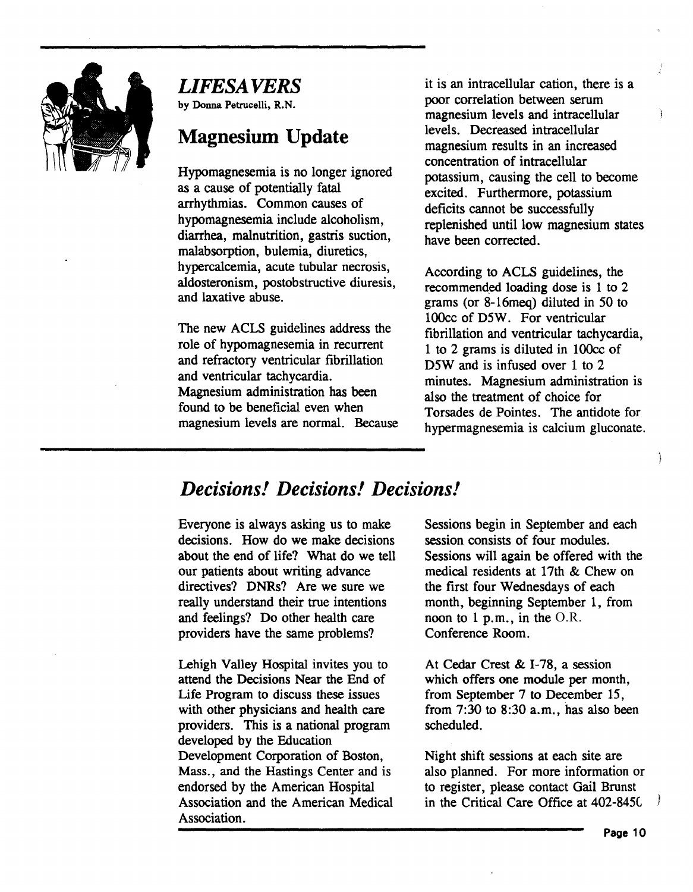## *LIFESAVERS*

by Donna Petrucelli, R.N.

## Magnesium Update

Hypomagnesemia is no longer ignored as a cause of potentially fatal arrhythmias. Common causes of hypomagnesemia include alcoholism, diarrhea, malnutrition, gastris suction, malabsorption, bulemia, diuretics, hypercalcemia, acute tubular necrosis, aldosteronism, postobstructive diuresis, and laxative abuse.

The new ACLS guidelines address the role of hypomagnesemia in recurrent and refractory ventricular fibrillation and ventricular tachycardia. Magnesium administration has been found to be beneficial even when magnesium levels are normal. Because it is an intracellular cation, there is a poor correlation between serum magnesium levels and intracellular levels. Decreased intracellular magnesium results in an increased concentration of intracellular potassium, causing the cell to become excited. Furthermore, potassium deficits cannot be successfully replenished until low magnesium states have been corrected.

According to ACLS guidelines, the recommended loading dose is 1 to 2 grams (or 8-16meq) diluted in 50 to 100cc of D5W. For ventricular fibrillation and ventricular tachycardia, 1 to 2 grams is diluted in 100cc of D5W and is infused over 1 to 2 minutes. Magnesium administration is also the treatment of choice for Torsades de Pointes. The antidote for hypermagnesemia is calcium gluconate.

## *Decisions! Decisions! Decisions!*

Everyone is always asking us to make decisions. How do we make decisions about the end of life? What do we tell our patients about writing advance directives? DNRs? Are we sure we really understand their true intentions and feelings? Do other health care providers have the same problems?

Lehigh Valley Hospital invites you to attend the Decisions Near the End of Life Program to discuss these issues with other physicians and health care providers. This is a national program developed by the Education Development Corporation of Boston, Mass., and the Hastings Center and is endorsed by the American Hospital Association and the American Medical Association.

Sessions begin in September and each session consists of four modules. Sessions will again be offered with the medical residents at 17th & Chew on the first four Wednesdays of each month, beginning September 1, from noon to 1 p.m., in the O.R. Conference Room.

At Cedar Crest & I-78, a session which offers one module per month, from September 7 to December 15, from 7:30 to 8:30 a.m., has also been scheduled.

Night shift sessions at each site are also planned. For more information or to register, please contact Gail Brunst in the Critical Care Office at 402-8450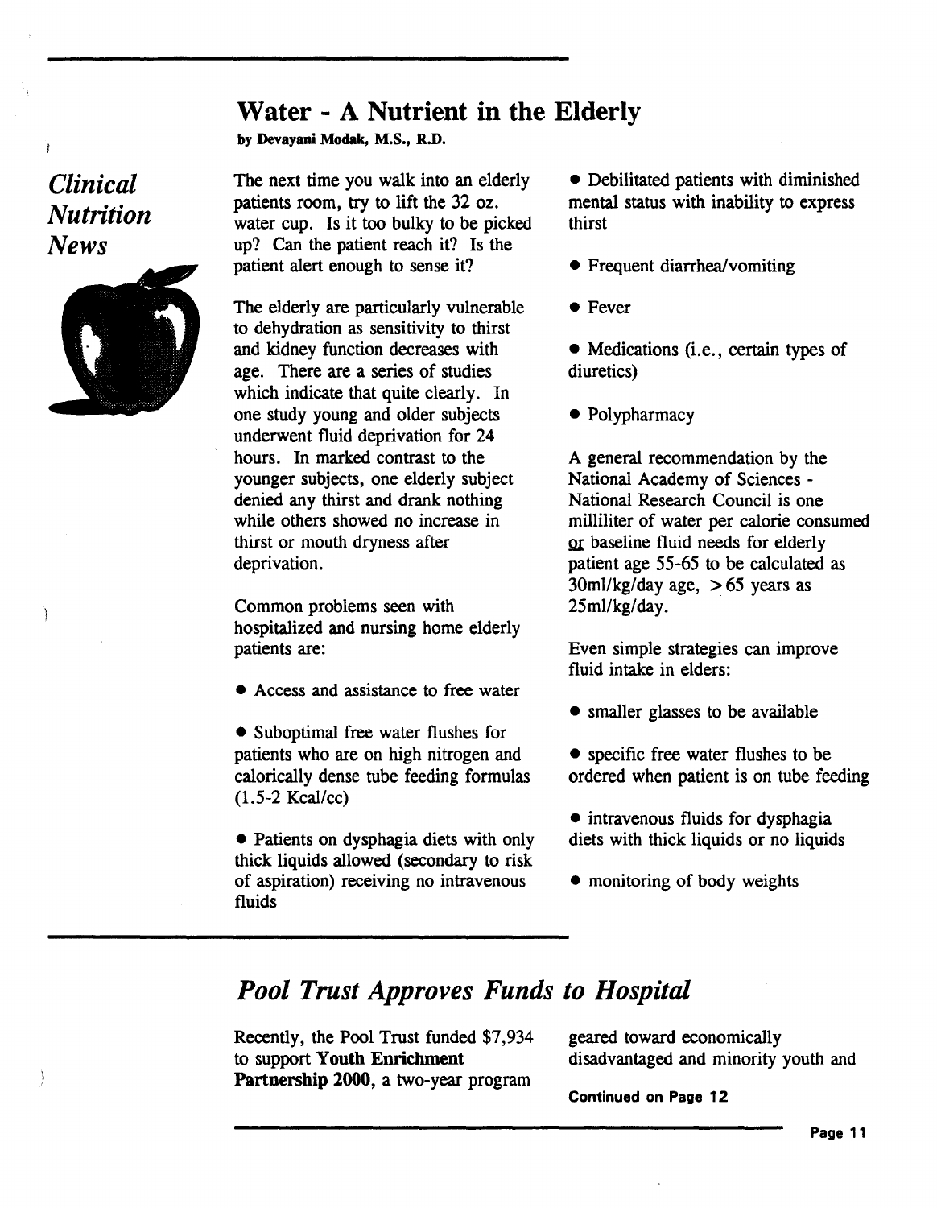*Clinical Nutrition News*

## Water - A Nutrient in the Elderly

**by Devayani Modak, M.S., R.D.**

The next time you walk into an elderly patients room, try to lift the 32 oz. water cup. Is it too bulky to be picked up? Can the patient reach it? Is the patient alert enough to sense it?

The elderly are particularly vulnerable to dehydration as sensitivity to thirst and kidney function decreases with age. There are a series of studies which indicate that quite clearly. In one study young and older subjects underwent fluid deprivation for 24 hours. In marked contrast to the younger subjects, one elderly subject denied any thirst and drank nothing while others showed no increase in thirst or mouth dryness after deprivation.

Common problems seen with hospitalized and nursing home elderly patients are:

- Access and assistance to free water
- Suboptimal free water flushes for patients who are on high nitrogen and calorically dense tube feeding formulas (1.5-2 Kcal/cc)
- Patients on dysphagia diets with only thick liquids allowed (secondary to risk of aspiration) receiving no intravenous fluids
- Debilitated patients with diminished mental status with inability to express thirst
- Frequent diarrhea/vomiting
- Fever
- Medications (i.e., certain types of diuretics)
- Polypharmacy

A general recommendation by the National Academy of Sciences - National Research Council is one milliliter of water per calorie consumed or baseline fluid needs for elderly patient age 55-65 to be calculated as 30ml/kg/day age, > 65 years as 25ml/kg/day.

Even simple strategies can improve fluid intake in elders:

- smaller glasses to be available
- specific free water flushes to be ordered when patient is on tube feeding
- intravenous fluids for dysphagia diets with thick liquids or no liquids
- monitoring of body weights

## *Pool Trust Approves Funds to Hospital*

Recently, the Pool Trust funded $7,934 to support **Youth Enrichment Partnership 2000**, a two-year program geared toward economically disadvantaged and minority youth and

**Continued on Page 12**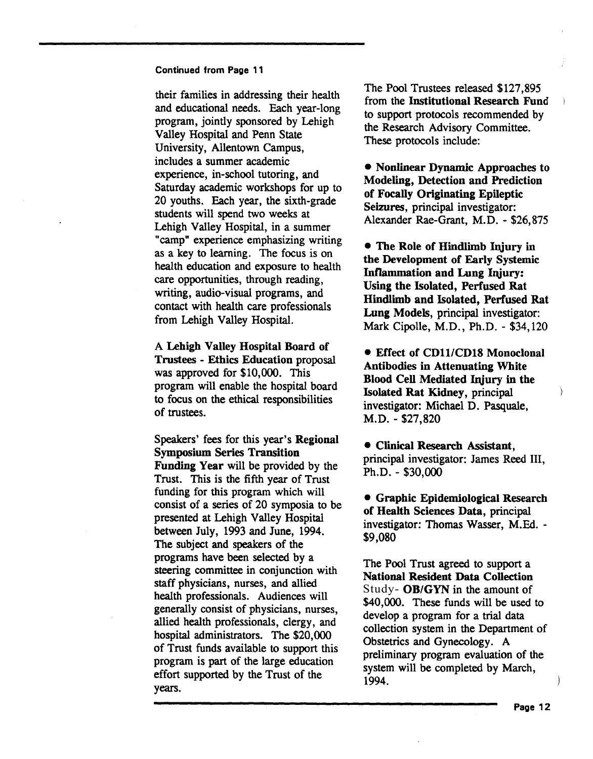Continued from Page 11

their families in addressing their health and educational needs. Each year-long program, jointly sponsored by Lehigh Valley Hospital and Penn State University, Allentown Campus, includes a summer academic experience, in-school tutoring, and Saturday academic workshops for up to 20 youths. Each year, the sixth-grade students will spend two weeks at Lehigh Valley Hospital, in a summer "camp" experience emphasizing writing as a key to learning. The focus is on health education and exposure to health care opportunities, through reading, writing, audio-visual programs, and contact with health care professionals from Lehigh Valley Hospital.

A **Lehigh Valley Hospital Board of Trustees - Ethics Education** proposal was approved for $10,000. This program will enable the hospital board to focus on the ethical responsibilities of trustees.

Speakers' fees for this year's **Regional Symposium Series Transition Funding Year** will be provided by the Trust. This is the fifth year of Trust funding for this program which will consist of a series of 20 symposia to be presented at Lehigh Valley Hospital between July, 1993 and June, 1994. The subject and speakers of the programs have been selected by a steering committee in conjunction with staff physicians, nurses, and allied health professionals. Audiences will generally consist of physicians, nurses, allied health professionals, clergy, and hospital administrators. The $20,000 of Trust funds available to support this program is part of the large education effort supported by the Trust of the years.

The Pool Trustees released $127,895 from the **Institutional Research Fund** to support protocols recommended by the Research Advisory Committee. These protocols include:

- **Nonlinear Dynamic Approaches to Modeling, Detection and Prediction of Focally Originating Epileptic Seizures**, principal investigator: Alexander Rae-Grant, M.D. - $26,875

- **The Role of Hindlimb Injury in the Development of Early Systemic Inflammation and Lung Injury: Using the Isolated, Perfused Rat Hindlimb and Isolated, Perfused Rat Lung Models**, principal investigator: Mark Cipolle, M.D., Ph.D. - $34,120

- **Effect of CD11/CD18 Monoclonal Antibodies in Attenuating White Blood Cell Mediated Injury in the Isolated Rat Kidney**, principal investigator: Michael D. Pasquale, M.D. - $27,820

- **Clinical Research Assistant**, principal investigator: James Reed III, Ph.D. - $30,000

- **Graphic Epidemiological Research of Health Sciences Data**, principal investigator: Thomas Wasser, M.Ed. - $9,080

The Pool Trust agreed to support a **National Resident Data Collection** Study- **OB/GYN** in the amount of $40,000. These funds will be used to develop a program for a trial data collection system in the Department of Obstetrics and Gynecology. A preliminary program evaluation of the system will be completed by March, 1994.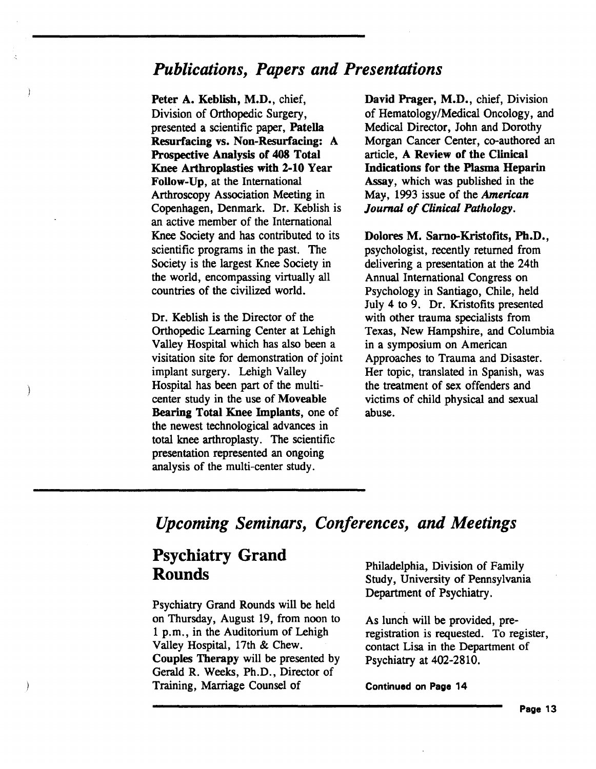## *Publications, Papers and Presentations*

**Peter A. Keblish, M.D.**, chief, Division of Orthopedic Surgery, presented a scientific paper, **Patella Resurfacing vs. Non-Resurfacing: A Prospective Analysis of 408 Total Knee Arthroplasties with 2-10 Year Follow-Up**, at the International Arthroscopy Association Meeting in Copenhagen, Denmark. Dr. Keblish is an active member of the International Knee Society and has contributed to its scientific programs in the past. The Society is the largest Knee Society in the world, encompassing virtually all countries of the civilized world.

Dr. Keblish is the Director of the Orthopedic Learning Center at Lehigh Valley Hospital which has also been a visitation site for demonstration of joint implant surgery. Lehigh Valley Hospital has been part of the multi-center study in the use of **Moveable Bearing Total Knee Implants**, one of the newest technological advances in total knee arthroplasty. The scientific presentation represented an ongoing analysis of the multi-center study.

**David Prager, M.D.**, chief, Division of Hematology/Medical Oncology, and Medical Director, John and Dorothy Morgan Cancer Center, co-authored an article, **A Review of the Clinical Indications for the Plasma Heparin Assay**, which was published in the May, 1993 issue of the ***American Journal of Clinical Pathology.***

**Dolores M. Sarno-Kristofits, Ph.D.**, psychologist, recently returned from delivering a presentation at the 24th Annual International Congress on Psychology in Santiago, Chile, held July 4 to 9. Dr. Kristofits presented with other trauma specialists from Texas, New Hampshire, and Columbia in a symposium on American Approaches to Trauma and Disaster. Her topic, translated in Spanish, was the treatment of sex offenders and victims of child physical and sexual abuse.

## *Upcoming Seminars, Conferences, and Meetings*

### Psychiatry Grand Rounds

Psychiatry Grand Rounds will be held on Thursday, August 19, from noon to 1 p.m., in the Auditorium of Lehigh Valley Hospital, 17th & Chew. **Couples Therapy** will be presented by Gerald R. Weeks, Ph.D., Director of Training, Marriage Counsel of Philadelphia, Division of Family Study, University of Pennsylvania Department of Psychiatry.

As lunch will be provided, pre-registration is requested. To register, contact Lisa in the Department of Psychiatry at 402-2810.

**Continued on Page 14**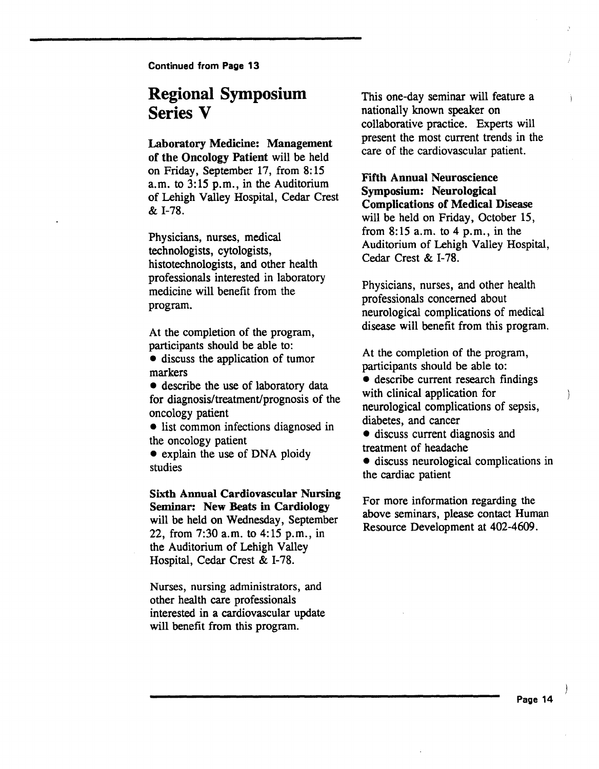Continued from Page 13

## Regional Symposium Series V

**Laboratory Medicine: Management of the Oncology Patient** will be held on Friday, September 17, from 8:15 a.m. to 3:15 p.m., in the Auditorium of Lehigh Valley Hospital, Cedar Crest & I-78.

Physicians, nurses, medical technologists, cytologists, histotechnologists, and other health professionals interested in laboratory medicine will benefit from the program.

At the completion of the program, participants should be able to:

- discuss the application of tumor markers
- describe the use of laboratory data for diagnosis/treatment/prognosis of the oncology patient
- list common infections diagnosed in the oncology patient
- explain the use of DNA ploidy studies

**Sixth Annual Cardiovascular Nursing Seminar: New Beats in Cardiology** will be held on Wednesday, September 22, from 7:30 a.m. to 4:15 p.m., in the Auditorium of Lehigh Valley Hospital, Cedar Crest & I-78.

Nurses, nursing administrators, and other health care professionals interested in a cardiovascular update will benefit from this program.

This one-day seminar will feature a nationally known speaker on collaborative practice. Experts will present the most current trends in the care of the cardiovascular patient.

**Fifth Annual Neuroscience Symposium: Neurological Complications of Medical Disease** will be held on Friday, October 15, from 8:15 a.m. to 4 p.m., in the Auditorium of Lehigh Valley Hospital, Cedar Crest & I-78.

Physicians, nurses, and other health professionals concerned about neurological complications of medical disease will benefit from this program.

At the completion of the program, participants should be able to:

- describe current research findings with clinical application for neurological complications of sepsis, diabetes, and cancer
- discuss current diagnosis and treatment of headache
- discuss neurological complications in the cardiac patient

For more information regarding the above seminars, please contact Human Resource Development at 402-4609.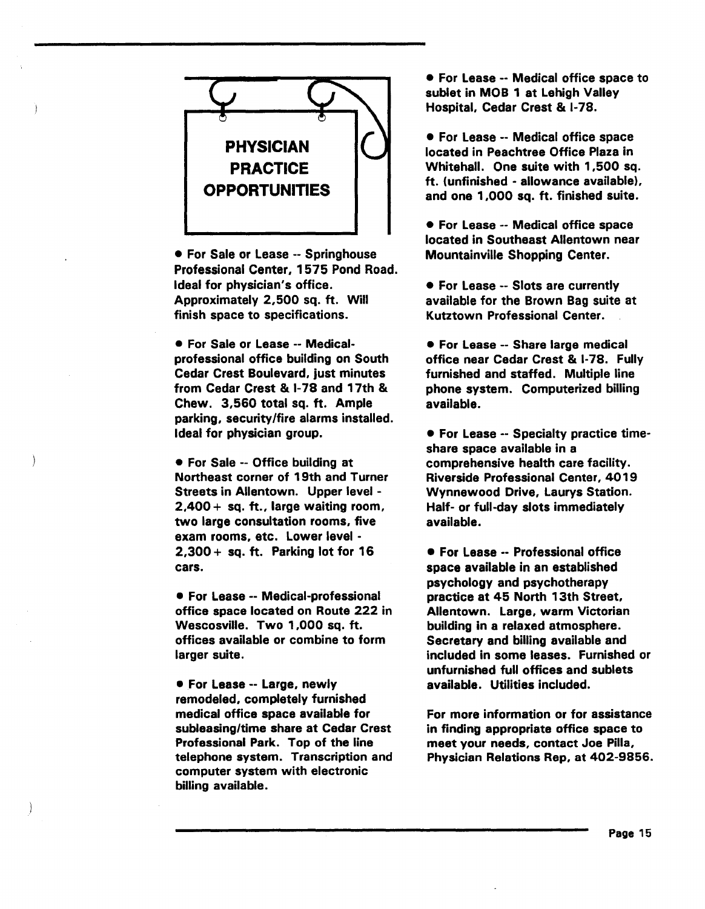# PHYSICIAN PRACTICE OPPORTUNITIES

- For Sale or Lease -- Springhouse Professional Center, 1575 Pond Road. Ideal for physician's office. Approximately 2,500 sq. ft. Will finish space to specifications.

- For Sale or Lease -- Medical-professional office building on South Cedar Crest Boulevard, just minutes from Cedar Crest & I-78 and 17th & Chew. 3,560 total sq. ft. Ample parking, security/fire alarms installed. Ideal for physician group.

- For Sale -- Office building at Northeast corner of 19th and Turner Streets in Allentown. Upper level - 2,400+ sq. ft., large waiting room, two large consultation rooms, five exam rooms, etc. Lower level - 2,300+ sq. ft. Parking lot for 16 cars.

- For Lease -- Medical-professional office space located on Route 222 in Wescosville. Two 1,000 sq. ft. offices available or combine to form larger suite.

- For Lease -- Large, newly remodeled, completely furnished medical office space available for subleasing/time share at Cedar Crest Professional Park. Top of the line telephone system. Transcription and computer system with electronic billing available.

- For Lease -- Medical office space to sublet in MOB 1 at Lehigh Valley Hospital, Cedar Crest & I-78.

- For Lease -- Medical office space located in Peachtree Office Plaza in Whitehall. One suite with 1,500 sq. ft. (unfinished - allowance available), and one 1,000 sq. ft. finished suite.

- For Lease -- Medical office space located in Southeast Allentown near Mountainville Shopping Center.

- For Lease -- Slots are currently available for the Brown Bag suite at Kutztown Professional Center.

- For Lease -- Share large medical office near Cedar Crest & I-78. Fully furnished and staffed. Multiple line phone system. Computerized billing available.

- For Lease -- Specialty practice time-share space available in a comprehensive health care facility. Riverside Professional Center, 4019 Wynnewood Drive, Laurys Station. Half- or full-day slots immediately available.

- For Lease -- Professional office space available in an established psychology and psychotherapy practice at 45 North 13th Street, Allentown. Large, warm Victorian building in a relaxed atmosphere. Secretary and billing available and included in some leases. Furnished or unfurnished full offices and sublets available. Utilities included.

For more information or for assistance in finding appropriate office space to meet your needs, contact Joe Pilla, Physician Relations Rep, at 402-9856.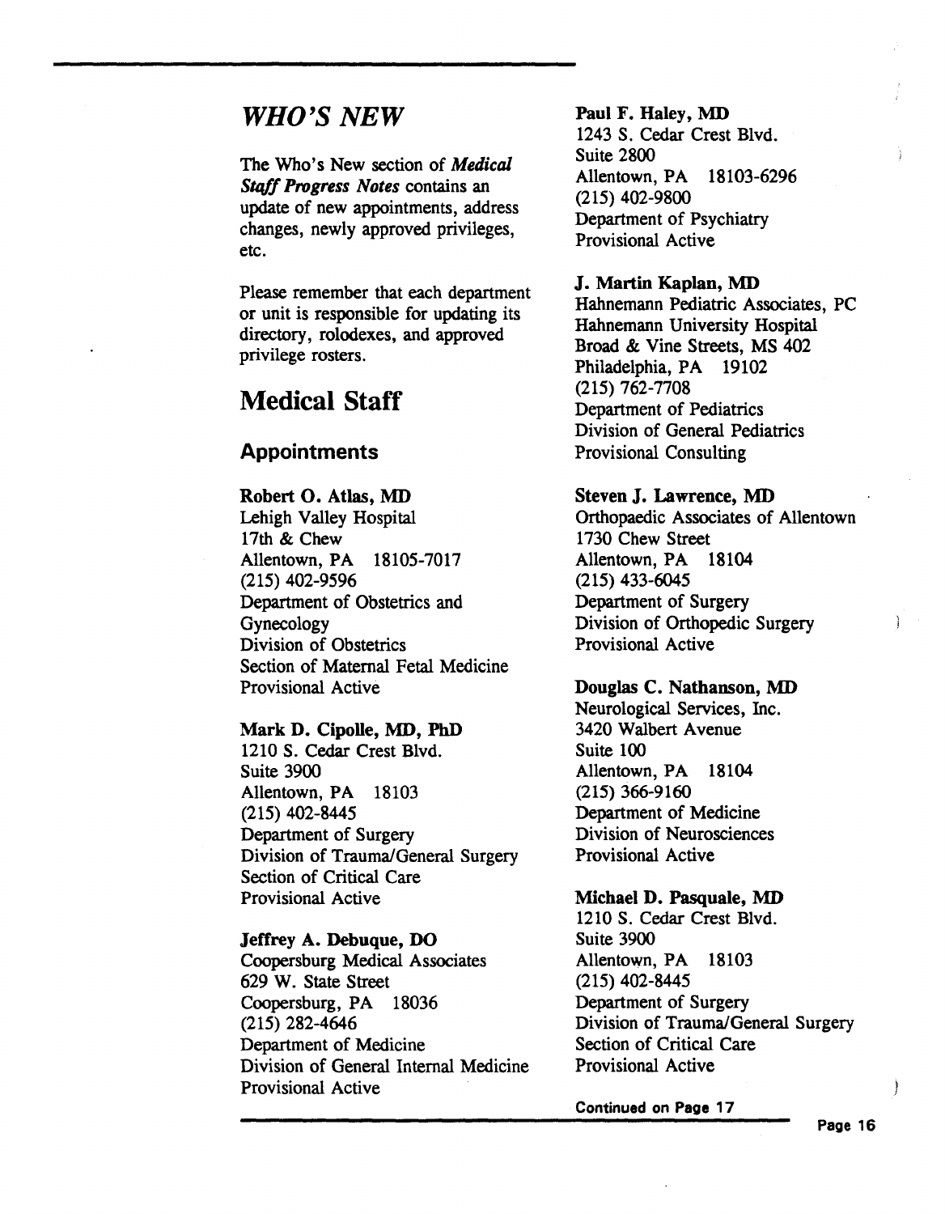## *WHO'S NEW*

The Who's New section of ***Medical Staff Progress Notes*** contains an update of new appointments, address changes, newly approved privileges, etc.

Please remember that each department or unit is responsible for updating its directory, rolodexes, and approved privilege rosters.

# Medical Staff

## Appointments

**Robert O. Atlas, MD**
Lehigh Valley Hospital
17th & Chew
Allentown, PA 18105-7017
(215) 402-9596
Department of Obstetrics and Gynecology
Division of Obstetrics
Section of Maternal Fetal Medicine
Provisional Active

**Mark D. Cipolle, MD, PhD**
1210 S. Cedar Crest Blvd.
Suite 3900
Allentown, PA 18103
(215) 402-8445
Department of Surgery
Division of Trauma/General Surgery
Section of Critical Care
Provisional Active

**Jeffrey A. Debuque, DO**
Coopersburg Medical Associates
629 W. State Street
Coopersburg, PA 18036
(215) 282-4646
Department of Medicine
Division of General Internal Medicine
Provisional Active

**Paul F. Haley, MD**
1243 S. Cedar Crest Blvd.
Suite 2800
Allentown, PA 18103-6296
(215) 402-9800
Department of Psychiatry
Provisional Active

**J. Martin Kaplan, MD**
Hahnemann Pediatric Associates, PC
Hahnemann University Hospital
Broad & Vine Streets, MS 402
Philadelphia, PA 19102
(215) 762-7708
Department of Pediatrics
Division of General Pediatrics
Provisional Consulting

**Steven J. Lawrence, MD**
Orthopaedic Associates of Allentown
1730 Chew Street
Allentown, PA 18104
(215) 433-6045
Department of Surgery
Division of Orthopedic Surgery
Provisional Active

**Douglas C. Nathanson, MD**
Neurological Services, Inc.
3420 Walbert Avenue
Suite 100
Allentown, PA 18104
(215) 366-9160
Department of Medicine
Division of Neurosciences
Provisional Active

**Michael D. Pasquale, MD**
1210 S. Cedar Crest Blvd.
Suite 3900
Allentown, PA 18103
(215) 402-8445
Department of Surgery
Division of Trauma/General Surgery
Section of Critical Care
Provisional Active

**Continued on Page 17**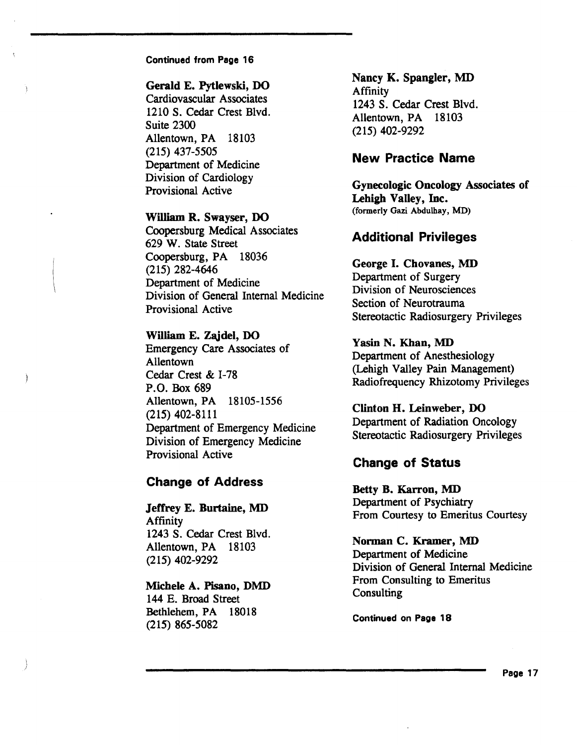Continued from Page 16

**Gerald E. Pytlewski, DO**
Cardiovascular Associates
1210 S. Cedar Crest Blvd.
Suite 2300
Allentown, PA 18103
(215) 437-5505
Department of Medicine
Division of Cardiology
Provisional Active

**William R. Swayser, DO**
Coopersburg Medical Associates
629 W. State Street
Coopersburg, PA 18036
(215) 282-4646
Department of Medicine
Division of General Internal Medicine
Provisional Active

**William E. Zajdel, DO**
Emergency Care Associates of Allentown
Cedar Crest & I-78
P.O. Box 689
Allentown, PA 18105-1556
(215) 402-8111
Department of Emergency Medicine
Division of Emergency Medicine
Provisional Active

## Change of Address

**Jeffrey E. Burtaine, MD**
Affinity
1243 S. Cedar Crest Blvd.
Allentown, PA 18103
(215) 402-9292

**Michele A. Pisano, DMD**
144 E. Broad Street
Bethlehem, PA 18018
(215) 865-5082

**Nancy K. Spangler, MD**
Affinity
1243 S. Cedar Crest Blvd.
Allentown, PA 18103
(215) 402-9292

## New Practice Name

**Gynecologic Oncology Associates of Lehigh Valley, Inc.**
(formerly Gazi Abdulhay, MD)

## Additional Privileges

**George I. Chovanes, MD**
Department of Surgery
Division of Neurosciences
Section of Neurotrauma
Stereotactic Radiosurgery Privileges

**Yasin N. Khan, MD**
Department of Anesthesiology
(Lehigh Valley Pain Management)
Radiofrequency Rhizotomy Privileges

**Clinton H. Leinweber, DO**
Department of Radiation Oncology
Stereotactic Radiosurgery Privileges

## Change of Status

**Betty B. Karron, MD**
Department of Psychiatry
From Courtesy to Emeritus Courtesy

**Norman C. Kramer, MD**
Department of Medicine
Division of General Internal Medicine
From Consulting to Emeritus Consulting

Continued on Page 18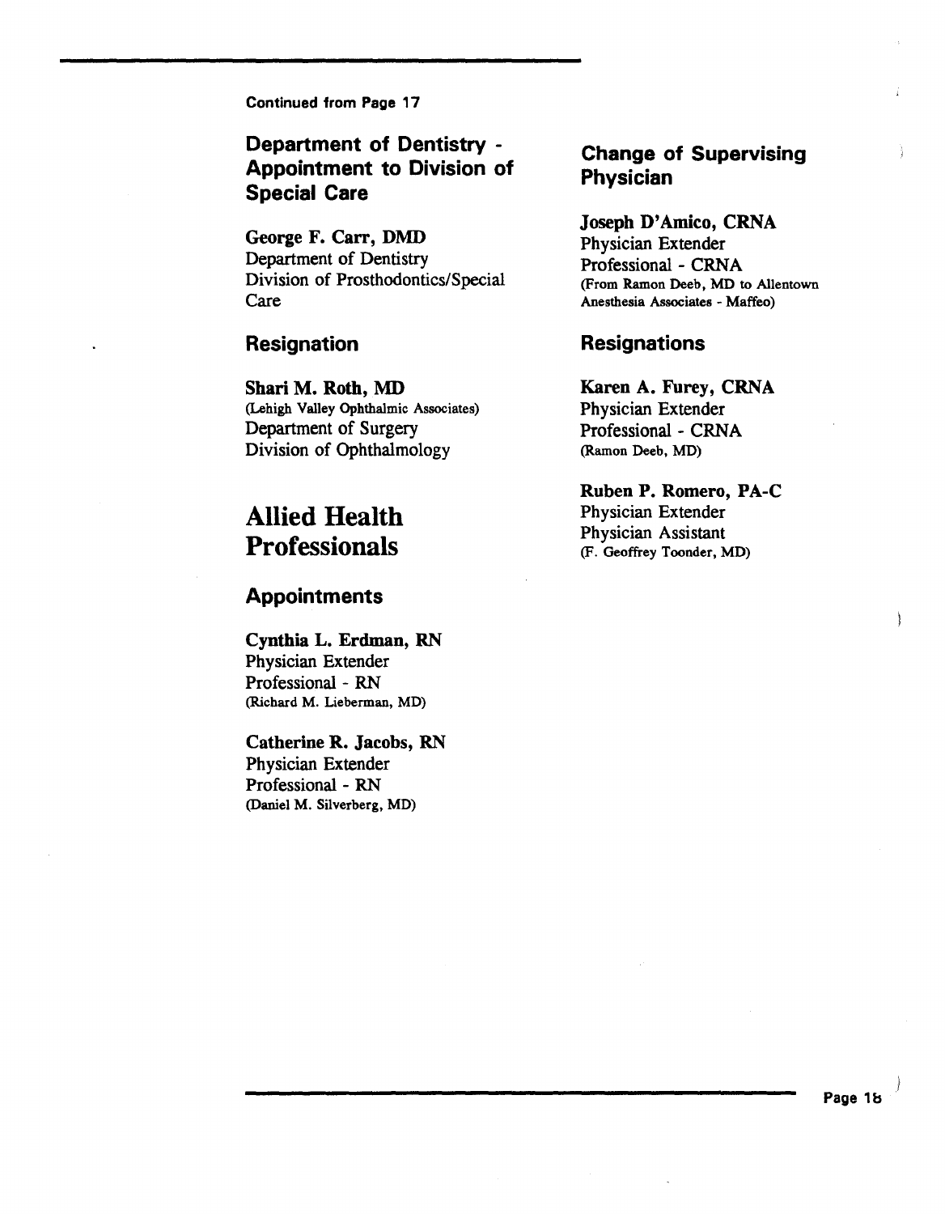Continued from Page 17

### Department of Dentistry - Appointment to Division of Special Care

**George F. Carr, DMD**
Department of Dentistry
Division of Prosthodontics/Special Care

### Resignation

**Shari M. Roth, MD**
(Lehigh Valley Ophthalmic Associates)
Department of Surgery
Division of Ophthalmology

## Allied Health Professionals

### Appointments

**Cynthia L. Erdman, RN**
Physician Extender
Professional - RN
(Richard M. Lieberman, MD)

**Catherine R. Jacobs, RN**
Physician Extender
Professional - RN
(Daniel M. Silverberg, MD)

### Change of Supervising Physician

**Joseph D'Amico, CRNA**
Physician Extender
Professional - CRNA
(From Ramon Deeb, MD to Allentown Anesthesia Associates - Maffeo)

### Resignations

**Karen A. Furey, CRNA**
Physician Extender
Professional - CRNA
(Ramon Deeb, MD)

**Ruben P. Romero, PA-C**
Physician Extender
Physician Assistant
(F. Geoffrey Toonder, MD)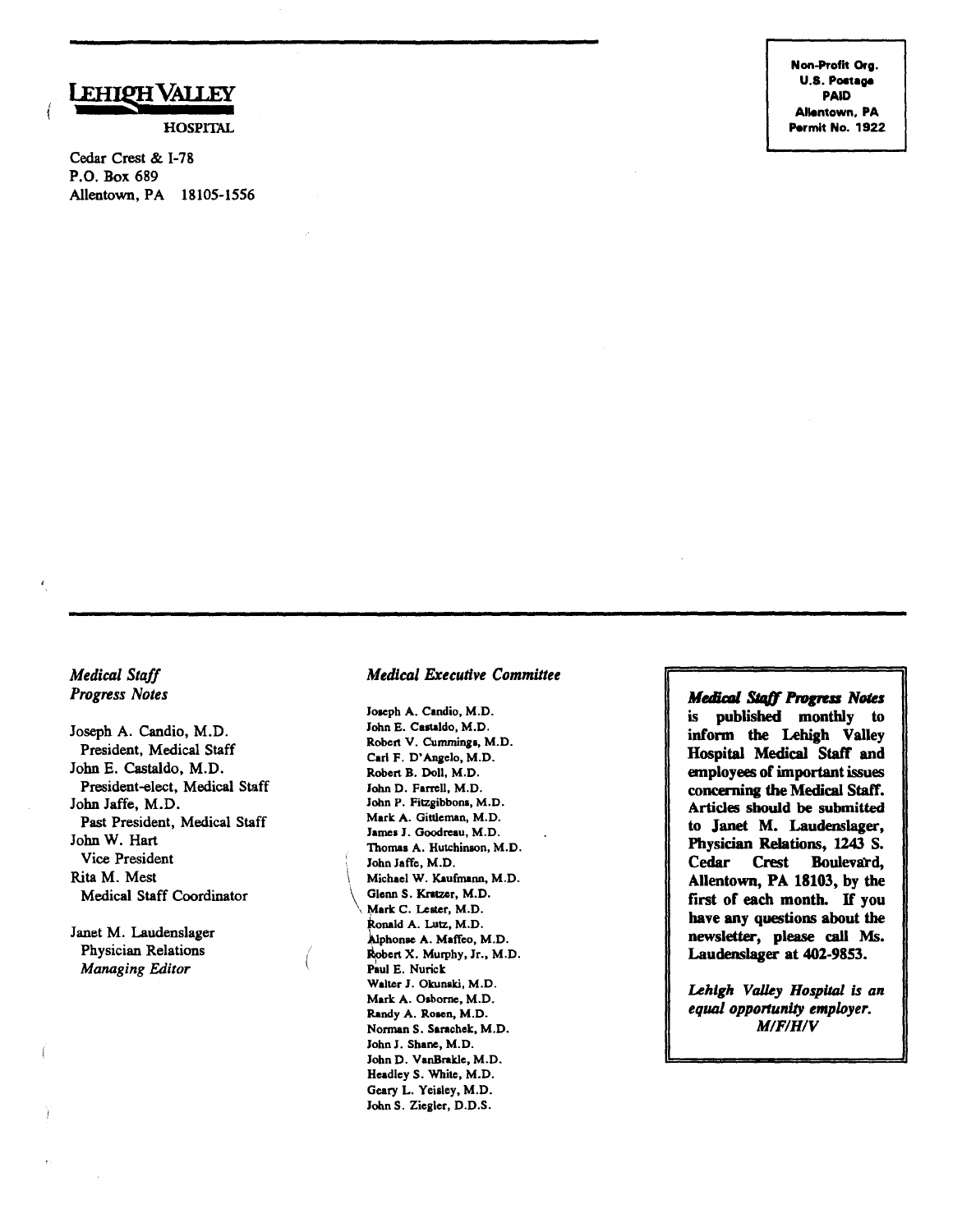**LEHIGH VALLEY**

HOSPITAL

Cedar Crest & I-78
P.O. Box 689
Allentown, PA 18105-1556

Non-Profit Org.
U.S. Postage
PAID
Allentown, PA
Permit No. 1922

*Medical Staff Progress Notes*

Joseph A. Candio, M.D.
President, Medical Staff
John E. Castaldo, M.D.
President-elect, Medical Staff
John Jaffe, M.D.
Past President, Medical Staff
John W. Hart
Vice President
Rita M. Mest
Medical Staff Coordinator

Janet M. Laudenslager
Physician Relations
*Managing Editor*

*Medical Executive Committee*

Joseph A. Candio, M.D.
John E. Castaldo, M.D.
Robert V. Cummings, M.D.
Carl F. D'Angelo, M.D.
Robert B. Doll, M.D.
John D. Farrell, M.D.
John P. Fitzgibbons, M.D.
Mark A. Gittleman, M.D.
James J. Goodreau, M.D.
Thomas A. Hutchinson, M.D.
John Jaffe, M.D.
Michael W. Kaufmann, M.D.
Glenn S. Kratzer, M.D.
Mark C. Lester, M.D.
Ronald A. Lutz, M.D.
Alphonse A. Maffeo, M.D.
Robert X. Murphy, Jr., M.D.
Paul E. Nurick
Walter J. Okunski, M.D.
Mark A. Osborne, M.D.
Randy A. Rosen, M.D.
Norman S. Sarachek, M.D.
John J. Shane, M.D.
John D. VanBrakle, M.D.
Headley S. White, M.D.
Geary L. Yeisley, M.D.
John S. Ziegler, D.D.S.

***Medical Staff Progress Notes*** **is published monthly to inform the Lehigh Valley Hospital Medical Staff and employees of important issues concerning the Medical Staff. Articles should be submitted to Janet M. Laudenslager, Physician Relations, 1243 S. Cedar Crest Boulevard, Allentown, PA 18103, by the first of each month. If you have any questions about the newsletter, please call Ms. Laudenslager at 402-9853.**

***Lehigh Valley Hospital is an equal opportunity employer. M/F/H/V***